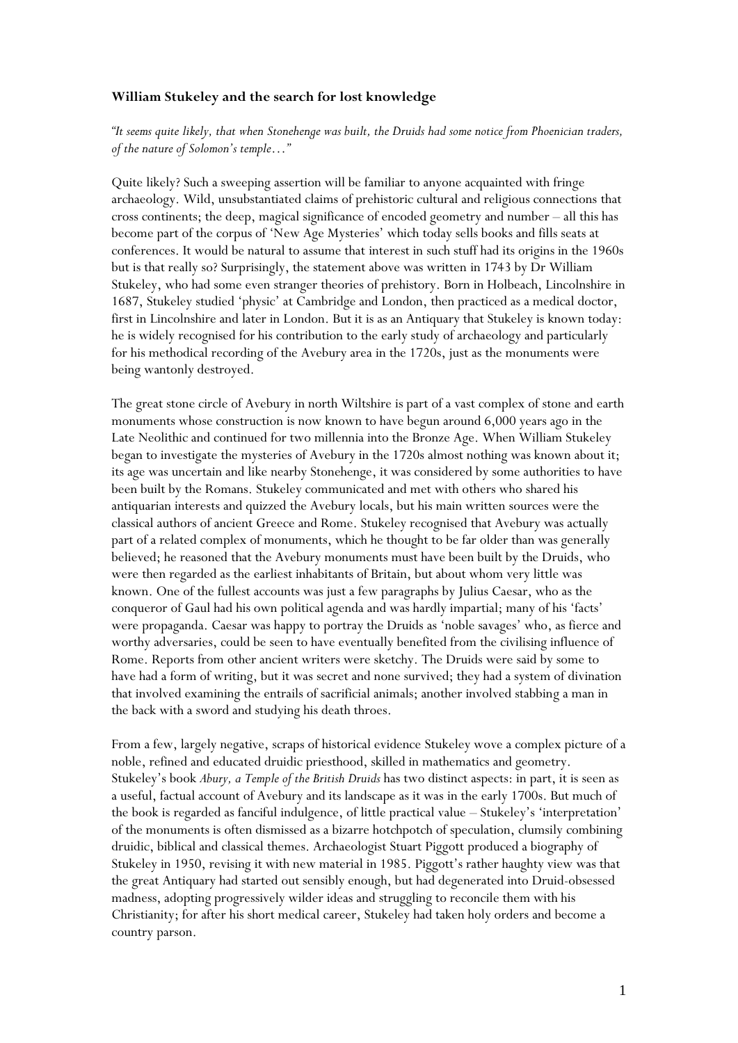**William Stukeley and the search for lost knowledge**

*"It seems quite likely, that when Stonehenge was built, the Druids had some notice from Phoenician traders, of the nature of Solomon's temple…"*

Quite likely? Such a sweeping assertion will be familiar to anyone acquainted with fringe archaeology. Wild, unsubstantiated claims of prehistoric cultural and religious connections that cross continents; the deep, magical significance of encoded geometry and number – all this has become part of the corpus of 'New Age Mysteries' which today sells books and fills seats at conferences. It would be natural to assume that interest in such stuff had its origins in the 1960s but is that really so? Surprisingly, the statement above was written in 1743 by Dr William Stukeley, who had some even stranger theories of prehistory. Born in Holbeach, Lincolnshire in 1687, Stukeley studied 'physic' at Cambridge and London, then practiced as a medical doctor, first in Lincolnshire and later in London. But it is as an Antiquary that Stukeley is known today: he is widely recognised for his contribution to the early study of archaeology and particularly for his methodical recording of the Avebury area in the 1720s, just as the monuments were being wantonly destroyed.

The great stone circle of Avebury in north Wiltshire is part of a vast complex of stone and earth monuments whose construction is now known to have begun around 6,000 years ago in the Late Neolithic and continued for two millennia into the Bronze Age. When William Stukeley began to investigate the mysteries of Avebury in the 1720s almost nothing was known about it; its age was uncertain and like nearby Stonehenge, it was considered by some authorities to have been built by the Romans. Stukeley communicated and met with others who shared his antiquarian interests and quizzed the Avebury locals, but his main written sources were the classical authors of ancient Greece and Rome. Stukeley recognised that Avebury was actually part of a related complex of monuments, which he thought to be far older than was generally believed; he reasoned that the Avebury monuments must have been built by the Druids, who were then regarded as the earliest inhabitants of Britain, but about whom very little was known. One of the fullest accounts was just a few paragraphs by Julius Caesar, who as the conqueror of Gaul had his own political agenda and was hardly impartial; many of his 'facts' were propaganda. Caesar was happy to portray the Druids as 'noble savages' who, as fierce and worthy adversaries, could be seen to have eventually benefited from the civilising influence of Rome. Reports from other ancient writers were sketchy. The Druids were said by some to have had a form of writing, but it was secret and none survived; they had a system of divination that involved examining the entrails of sacrificial animals; another involved stabbing a man in the back with a sword and studying his death throes.

From a few, largely negative, scraps of historical evidence Stukeley wove a complex picture of a noble, refined and educated druidic priesthood, skilled in mathematics and geometry. Stukeley's book *Abury, a Temple of the British Druids* has two distinct aspects: in part, it is seen as a useful, factual account of Avebury and its landscape as it was in the early 1700s. But much of the book is regarded as fanciful indulgence, of little practical value – Stukeley's 'interpretation' of the monuments is often dismissed as a bizarre hotchpotch of speculation, clumsily combining druidic, biblical and classical themes. Archaeologist Stuart Piggott produced a biography of Stukeley in 1950, revising it with new material in 1985. Piggott's rather haughty view was that the great Antiquary had started out sensibly enough, but had degenerated into Druid-obsessed madness, adopting progressively wilder ideas and struggling to reconcile them with his Christianity; for after his short medical career, Stukeley had taken holy orders and become a country parson.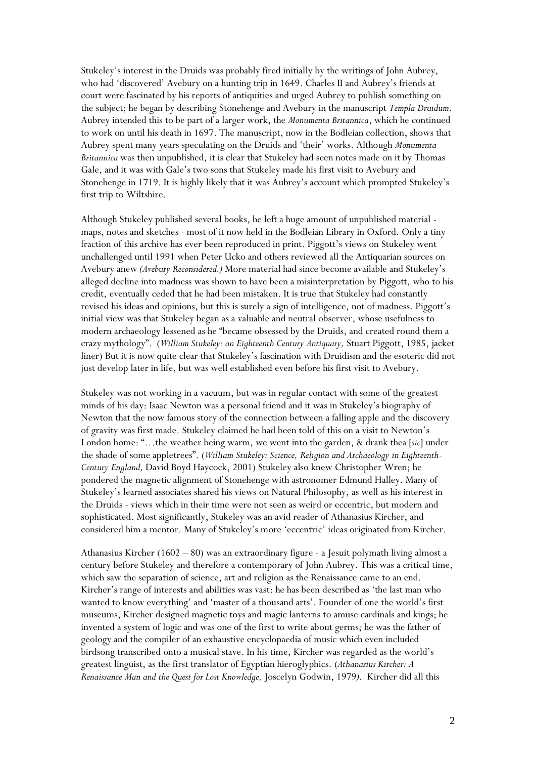Stukeley's interest in the Druids was probably fired initially by the writings of John Aubrey, who had 'discovered' Avebury on a hunting trip in 1649. Charles II and Aubrey's friends at court were fascinated by his reports of antiquities and urged Aubrey to publish something on the subject; he began by describing Stonehenge and Avebury in the manuscript *Templa Druidum*. Aubrey intended this to be part of a larger work, the *Monumenta Britannica*, which he continued to work on until his death in 1697. The manuscript, now in the Bodleian collection, shows that Aubrey spent many years speculating on the Druids and 'their' works. Although *Monumenta Britannica* was then unpublished, it is clear that Stukeley had seen notes made on it by Thomas Gale, and it was with Gale's two sons that Stukeley made his first visit to Avebury and Stonehenge in 1719. It is highly likely that it was Aubrey's account which prompted Stukeley's first trip to Wiltshire.

Although Stukeley published several books, he left a huge amount of unpublished material - maps, notes and sketches - most of it now held in the Bodleian Library in Oxford. Only a tiny fraction of this archive has ever been reproduced in print. Piggott's views on Stukeley went unchallenged until 1991 when Peter Ucko and others reviewed all the Antiquarian sources on Avebury anew *(Avebury Reconsidered.)* More material had since become available and Stukeley's alleged decline into madness was shown to have been a misinterpretation by Piggott, who to his credit, eventually ceded that he had been mistaken. It is true that Stukeley had constantly revised his ideas and opinions, but this is surely a sign of intelligence, not of madness. Piggott's initial view was that Stukeley began as a valuable and neutral observer, whose usefulness to modern archaeology lessened as he "became obsessed by the Druids, and created round them a crazy mythology". (*William Stukeley: an Eighteenth Century Antiquary,* Stuart Piggott, 1985, jacket liner) But it is now quite clear that Stukeley's fascination with Druidism and the esoteric did not just develop later in life, but was well established even before his first visit to Avebury.

Stukeley was not working in a vacuum, but was in regular contact with some of the greatest minds of his day: Isaac Newton was a personal friend and it was in Stukeley's biography of Newton that the now famous story of the connection between a falling apple and the discovery of gravity was first made. Stukeley claimed he had been told of this on a visit to Newton's London home: "…the weather being warm, we went into the garden, & drank thea [*sic*] under the shade of some appletrees". (*William Stukeley: Science, Religion and Archaeology in Eighteenth-Century England,* David Boyd Haycock, 2001) Stukeley also knew Christopher Wren; he pondered the magnetic alignment of Stonehenge with astronomer Edmund Halley. Many of Stukeley's learned associates shared his views on Natural Philosophy, as well as his interest in the Druids - views which in their time were not seen as weird or eccentric, but modern and sophisticated. Most significantly, Stukeley was an avid reader of Athanasius Kircher, and considered him a mentor. Many of Stukeley's more 'eccentric' ideas originated from Kircher.

Athanasius Kircher (1602 – 80) was an extraordinary figure - a Jesuit polymath living almost a century before Stukeley and therefore a contemporary of John Aubrey. This was a critical time, which saw the separation of science, art and religion as the Renaissance came to an end. Kircher's range of interests and abilities was vast: he has been described as 'the last man who wanted to know everything' and 'master of a thousand arts'. Founder of one the world's first museums, Kircher designed magnetic toys and magic lanterns to amuse cardinals and kings; he invented a system of logic and was one of the first to write about germs; he was the father of geology and the compiler of an exhaustive encyclopaedia of music which even included birdsong transcribed onto a musical stave. In his time, Kircher was regarded as the world's greatest linguist, as the first translator of Egyptian hieroglyphics. (*Athanasius Kircher: A Renaissance Man and the Quest for Lost Knowledge,* Joscelyn Godwin, 1979*)*. Kircher did all this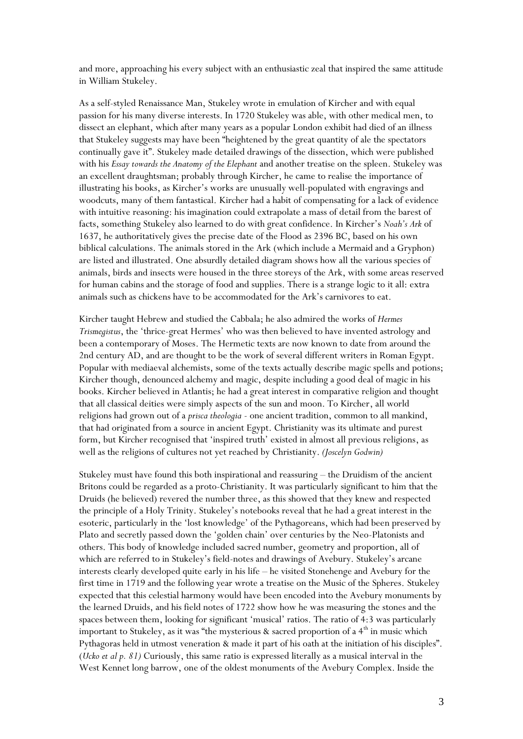and more, approaching his every subject with an enthusiastic zeal that inspired the same attitude in William Stukeley.

As a self-styled Renaissance Man, Stukeley wrote in emulation of Kircher and with equal passion for his many diverse interests. In 1720 Stukeley was able, with other medical men, to dissect an elephant, which after many years as a popular London exhibit had died of an illness that Stukeley suggests may have been "heightened by the great quantity of ale the spectators continually gave it". Stukeley made detailed drawings of the dissection, which were published with his *Essay towards the Anatomy of the Elephant* and another treatise on the spleen. Stukeley was an excellent draughtsman; probably through Kircher, he came to realise the importance of illustrating his books, as Kircher's works are unusually well-populated with engravings and woodcuts, many of them fantastical. Kircher had a habit of compensating for a lack of evidence with intuitive reasoning: his imagination could extrapolate a mass of detail from the barest of facts, something Stukeley also learned to do with great confidence. In Kircher's *Noah's Ark* of 1637, he authoritatively gives the precise date of the Flood as 2396 BC, based on his own biblical calculations. The animals stored in the Ark (which include a Mermaid and a Gryphon) are listed and illustrated. One absurdly detailed diagram shows how all the various species of animals, birds and insects were housed in the three storeys of the Ark, with some areas reserved for human cabins and the storage of food and supplies. There is a strange logic to it all: extra animals such as chickens have to be accommodated for the Ark's carnivores to eat.

Kircher taught Hebrew and studied the Cabbala; he also admired the works of *Hermes Trismegistus*, the 'thrice-great Hermes' who was then believed to have invented astrology and been a contemporary of Moses. The Hermetic texts are now known to date from around the 2nd century AD, and are thought to be the work of several different writers in Roman Egypt. Popular with mediaeval alchemists, some of the texts actually describe magic spells and potions; Kircher though, denounced alchemy and magic, despite including a good deal of magic in his books. Kircher believed in Atlantis; he had a great interest in comparative religion and thought that all classical deities were simply aspects of the sun and moon. To Kircher, all world religions had grown out of a *prisca theologia* - one ancient tradition, common to all mankind, that had originated from a source in ancient Egypt. Christianity was its ultimate and purest form, but Kircher recognised that 'inspired truth' existed in almost all previous religions, as well as the religions of cultures not yet reached by Christianity. *(Joscelyn Godwin)*

Stukeley must have found this both inspirational and reassuring – the Druidism of the ancient Britons could be regarded as a proto-Christianity. It was particularly significant to him that the Druids (he believed) revered the number three, as this showed that they knew and respected the principle of a Holy Trinity. Stukeley's notebooks reveal that he had a great interest in the esoteric, particularly in the 'lost knowledge' of the Pythagoreans, which had been preserved by Plato and secretly passed down the 'golden chain' over centuries by the Neo-Platonists and others. This body of knowledge included sacred number, geometry and proportion, all of which are referred to in Stukeley's field-notes and drawings of Avebury. Stukeley's arcane interests clearly developed quite early in his life – he visited Stonehenge and Avebury for the first time in 1719 and the following year wrote a treatise on the Music of the Spheres. Stukeley expected that this celestial harmony would have been encoded into the Avebury monuments by the learned Druids, and his field notes of 1722 show how he was measuring the stones and the spaces between them, looking for significant 'musical' ratios. The ratio of 4:3 was particularly important to Stukeley, as it was "the mysterious & sacred proportion of a 4th in music which Pythagoras held in utmost veneration & made it part of his oath at the initiation of his disciples". (*Ucko et al p. 81)* Curiously, this same ratio is expressed literally as a musical interval in the West Kennet long barrow, one of the oldest monuments of the Avebury Complex. Inside the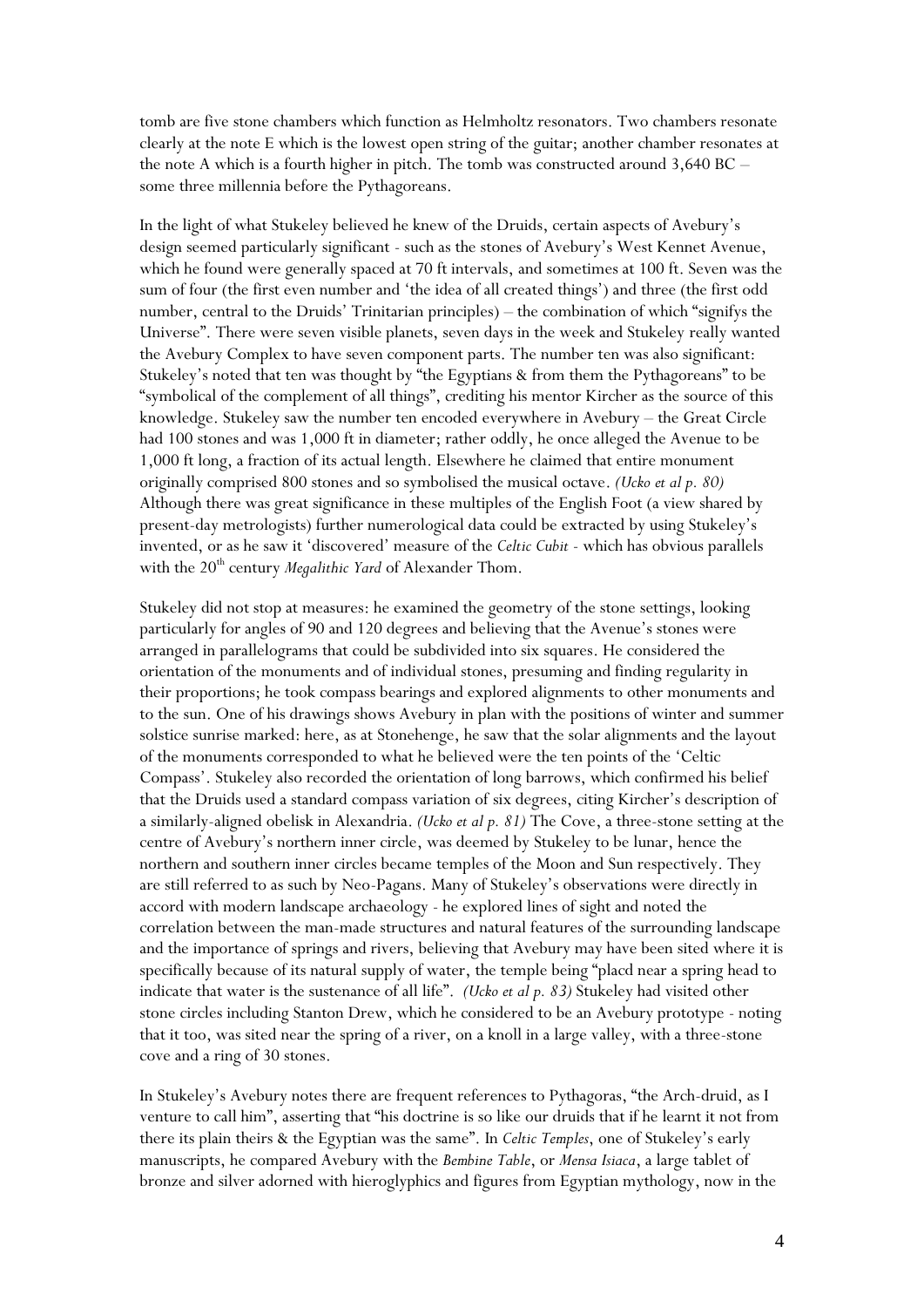tomb are five stone chambers which function as Helmholtz resonators. Two chambers resonate clearly at the note E which is the lowest open string of the guitar; another chamber resonates at the note A which is a fourth higher in pitch. The tomb was constructed around 3,640 BC – some three millennia before the Pythagoreans.

In the light of what Stukeley believed he knew of the Druids, certain aspects of Avebury's design seemed particularly significant - such as the stones of Avebury's West Kennet Avenue, which he found were generally spaced at 70 ft intervals, and sometimes at 100 ft. Seven was the sum of four (the first even number and 'the idea of all created things') and three (the first odd number, central to the Druids' Trinitarian principles) – the combination of which "signifys the Universe". There were seven visible planets, seven days in the week and Stukeley really wanted the Avebury Complex to have seven component parts. The number ten was also significant: Stukeley's noted that ten was thought by "the Egyptians & from them the Pythagoreans" to be "symbolical of the complement of all things", crediting his mentor Kircher as the source of this knowledge. Stukeley saw the number ten encoded everywhere in Avebury – the Great Circle had 100 stones and was 1,000 ft in diameter; rather oddly, he once alleged the Avenue to be 1,000 ft long, a fraction of its actual length. Elsewhere he claimed that entire monument originally comprised 800 stones and so symbolised the musical octave. *(Ucko et al p. 80)* Although there was great significance in these multiples of the English Foot (a view shared by present-day metrologists) further numerological data could be extracted by using Stukeley's invented, or as he saw it 'discovered' measure of the *Celtic Cubit* - which has obvious parallels with the 20th century *Megalithic Yard* of Alexander Thom.

Stukeley did not stop at measures: he examined the geometry of the stone settings, looking particularly for angles of 90 and 120 degrees and believing that the Avenue's stones were arranged in parallelograms that could be subdivided into six squares. He considered the orientation of the monuments and of individual stones, presuming and finding regularity in their proportions; he took compass bearings and explored alignments to other monuments and to the sun. One of his drawings shows Avebury in plan with the positions of winter and summer solstice sunrise marked: here, as at Stonehenge, he saw that the solar alignments and the layout of the monuments corresponded to what he believed were the ten points of the 'Celtic Compass'. Stukeley also recorded the orientation of long barrows, which confirmed his belief that the Druids used a standard compass variation of six degrees, citing Kircher's description of a similarly-aligned obelisk in Alexandria. *(Ucko et al p. 81)* The Cove, a three-stone setting at the centre of Avebury's northern inner circle, was deemed by Stukeley to be lunar, hence the northern and southern inner circles became temples of the Moon and Sun respectively. They are still referred to as such by Neo-Pagans. Many of Stukeley's observations were directly in accord with modern landscape archaeology - he explored lines of sight and noted the correlation between the man-made structures and natural features of the surrounding landscape and the importance of springs and rivers, believing that Avebury may have been sited where it is specifically because of its natural supply of water, the temple being "placd near a spring head to indicate that water is the sustenance of all life". *(Ucko et al p. 83)* Stukeley had visited other stone circles including Stanton Drew, which he considered to be an Avebury prototype - noting that it too, was sited near the spring of a river, on a knoll in a large valley, with a three-stone cove and a ring of 30 stones.

In Stukeley's Avebury notes there are frequent references to Pythagoras, "the Arch-druid, as I venture to call him", asserting that "his doctrine is so like our druids that if he learnt it not from there its plain theirs & the Egyptian was the same". In *Celtic Temples*, one of Stukeley's early manuscripts, he compared Avebury with the *Bembine Table*, or *Mensa Isiaca*, a large tablet of bronze and silver adorned with hieroglyphics and figures from Egyptian mythology, now in the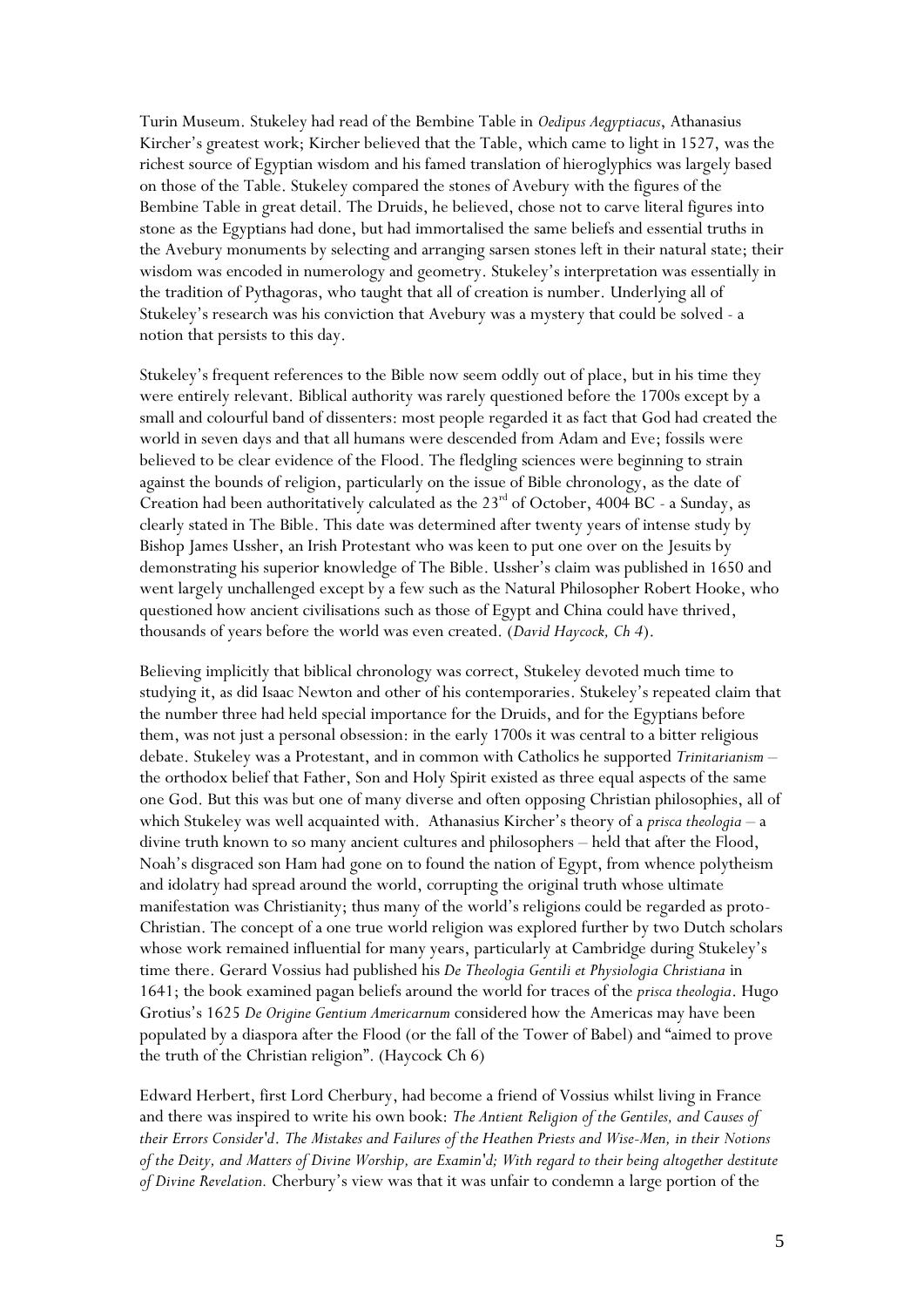Turin Museum. Stukeley had read of the Bembine Table in *Oedipus Aegyptiacus*, Athanasius Kircher's greatest work; Kircher believed that the Table, which came to light in 1527, was the richest source of Egyptian wisdom and his famed translation of hieroglyphics was largely based on those of the Table. Stukeley compared the stones of Avebury with the figures of the Bembine Table in great detail. The Druids, he believed, chose not to carve literal figures into stone as the Egyptians had done, but had immortalised the same beliefs and essential truths in the Avebury monuments by selecting and arranging sarsen stones left in their natural state; their wisdom was encoded in numerology and geometry. Stukeley's interpretation was essentially in the tradition of Pythagoras, who taught that all of creation is number. Underlying all of Stukeley's research was his conviction that Avebury was a mystery that could be solved - a notion that persists to this day.

Stukeley's frequent references to the Bible now seem oddly out of place, but in his time they were entirely relevant. Biblical authority was rarely questioned before the 1700s except by a small and colourful band of dissenters: most people regarded it as fact that God had created the world in seven days and that all humans were descended from Adam and Eve; fossils were believed to be clear evidence of the Flood. The fledgling sciences were beginning to strain against the bounds of religion, particularly on the issue of Bible chronology, as the date of Creation had been authoritatively calculated as the 23rd of October, 4004 BC - a Sunday, as clearly stated in The Bible. This date was determined after twenty years of intense study by Bishop James Ussher, an Irish Protestant who was keen to put one over on the Jesuits by demonstrating his superior knowledge of The Bible. Ussher's claim was published in 1650 and went largely unchallenged except by a few such as the Natural Philosopher Robert Hooke, who questioned how ancient civilisations such as those of Egypt and China could have thrived, thousands of years before the world was even created. (*David Haycock, Ch 4*).

Believing implicitly that biblical chronology was correct, Stukeley devoted much time to studying it, as did Isaac Newton and other of his contemporaries. Stukeley's repeated claim that the number three had held special importance for the Druids, and for the Egyptians before them, was not just a personal obsession: in the early 1700s it was central to a bitter religious debate. Stukeley was a Protestant, and in common with Catholics he supported *Trinitarianism* – the orthodox belief that Father, Son and Holy Spirit existed as three equal aspects of the same one God. But this was but one of many diverse and often opposing Christian philosophies, all of which Stukeley was well acquainted with. Athanasius Kircher's theory of a *prisca theologia* – a divine truth known to so many ancient cultures and philosophers – held that after the Flood, Noah's disgraced son Ham had gone on to found the nation of Egypt, from whence polytheism and idolatry had spread around the world, corrupting the original truth whose ultimate manifestation was Christianity; thus many of the world's religions could be regarded as proto-Christian. The concept of a one true world religion was explored further by two Dutch scholars whose work remained influential for many years, particularly at Cambridge during Stukeley's time there. Gerard Vossius had published his *De Theologia Gentili et Physiologia Christiana* in 1641; the book examined pagan beliefs around the world for traces of the *prisca theologia*. Hugo Grotius's 1625 *De Origine Gentium Americarnum* considered how the Americas may have been populated by a diaspora after the Flood (or the fall of the Tower of Babel) and "aimed to prove the truth of the Christian religion". (Haycock Ch 6)

Edward Herbert, first Lord Cherbury, had become a friend of Vossius whilst living in France and there was inspired to write his own book: *The Antient Religion of the Gentiles, and Causes of their Errors Consider'd. The Mistakes and Failures of the Heathen Priests and Wise-Men, in their Notions of the Deity, and Matters of Divine Worship, are Examin'd; With regard to their being altogether destitute of Divine Revelation.* Cherbury's view was that it was unfair to condemn a large portion of the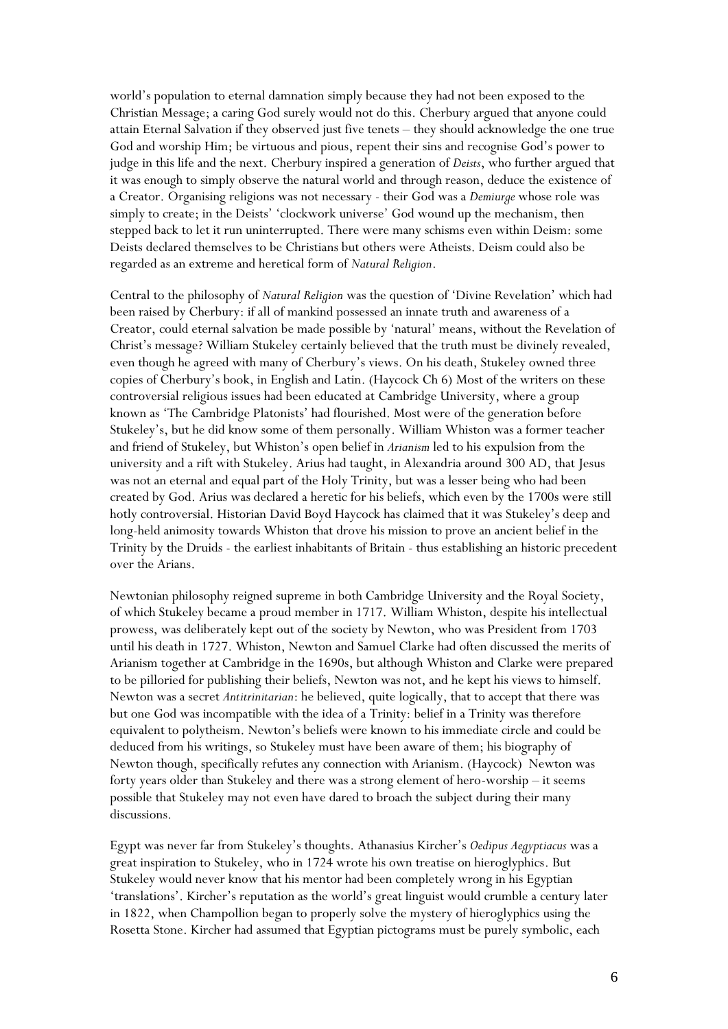world's population to eternal damnation simply because they had not been exposed to the Christian Message; a caring God surely would not do this. Cherbury argued that anyone could attain Eternal Salvation if they observed just five tenets – they should acknowledge the one true God and worship Him; be virtuous and pious, repent their sins and recognise God's power to judge in this life and the next. Cherbury inspired a generation of *Deists*, who further argued that it was enough to simply observe the natural world and through reason, deduce the existence of a Creator. Organising religions was not necessary - their God was a *Demiurge* whose role was simply to create; in the Deists' 'clockwork universe' God wound up the mechanism, then stepped back to let it run uninterrupted. There were many schisms even within Deism: some Deists declared themselves to be Christians but others were Atheists. Deism could also be regarded as an extreme and heretical form of *Natural Religion*.

Central to the philosophy of *Natural Religion* was the question of 'Divine Revelation' which had been raised by Cherbury: if all of mankind possessed an innate truth and awareness of a Creator, could eternal salvation be made possible by 'natural' means, without the Revelation of Christ's message? William Stukeley certainly believed that the truth must be divinely revealed, even though he agreed with many of Cherbury's views. On his death, Stukeley owned three copies of Cherbury's book, in English and Latin. (Haycock Ch 6) Most of the writers on these controversial religious issues had been educated at Cambridge University, where a group known as 'The Cambridge Platonists' had flourished. Most were of the generation before Stukeley's, but he did know some of them personally. William Whiston was a former teacher and friend of Stukeley, but Whiston's open belief in *Arianism* led to his expulsion from the university and a rift with Stukeley. Arius had taught, in Alexandria around 300 AD, that Jesus was not an eternal and equal part of the Holy Trinity, but was a lesser being who had been created by God. Arius was declared a heretic for his beliefs, which even by the 1700s were still hotly controversial. Historian David Boyd Haycock has claimed that it was Stukeley's deep and long-held animosity towards Whiston that drove his mission to prove an ancient belief in the Trinity by the Druids - the earliest inhabitants of Britain - thus establishing an historic precedent over the Arians.

Newtonian philosophy reigned supreme in both Cambridge University and the Royal Society, of which Stukeley became a proud member in 1717. William Whiston, despite his intellectual prowess, was deliberately kept out of the society by Newton, who was President from 1703 until his death in 1727. Whiston, Newton and Samuel Clarke had often discussed the merits of Arianism together at Cambridge in the 1690s, but although Whiston and Clarke were prepared to be pilloried for publishing their beliefs, Newton was not, and he kept his views to himself. Newton was a secret *Antitrinitarian*: he believed, quite logically, that to accept that there was but one God was incompatible with the idea of a Trinity: belief in a Trinity was therefore equivalent to polytheism. Newton's beliefs were known to his immediate circle and could be deduced from his writings, so Stukeley must have been aware of them; his biography of Newton though, specifically refutes any connection with Arianism. (Haycock) Newton was forty years older than Stukeley and there was a strong element of hero-worship – it seems possible that Stukeley may not even have dared to broach the subject during their many discussions.

Egypt was never far from Stukeley's thoughts. Athanasius Kircher's *Oedipus Aegyptiacus* was a great inspiration to Stukeley, who in 1724 wrote his own treatise on hieroglyphics. But Stukeley would never know that his mentor had been completely wrong in his Egyptian 'translations'. Kircher's reputation as the world's great linguist would crumble a century later in 1822, when Champollion began to properly solve the mystery of hieroglyphics using the Rosetta Stone. Kircher had assumed that Egyptian pictograms must be purely symbolic, each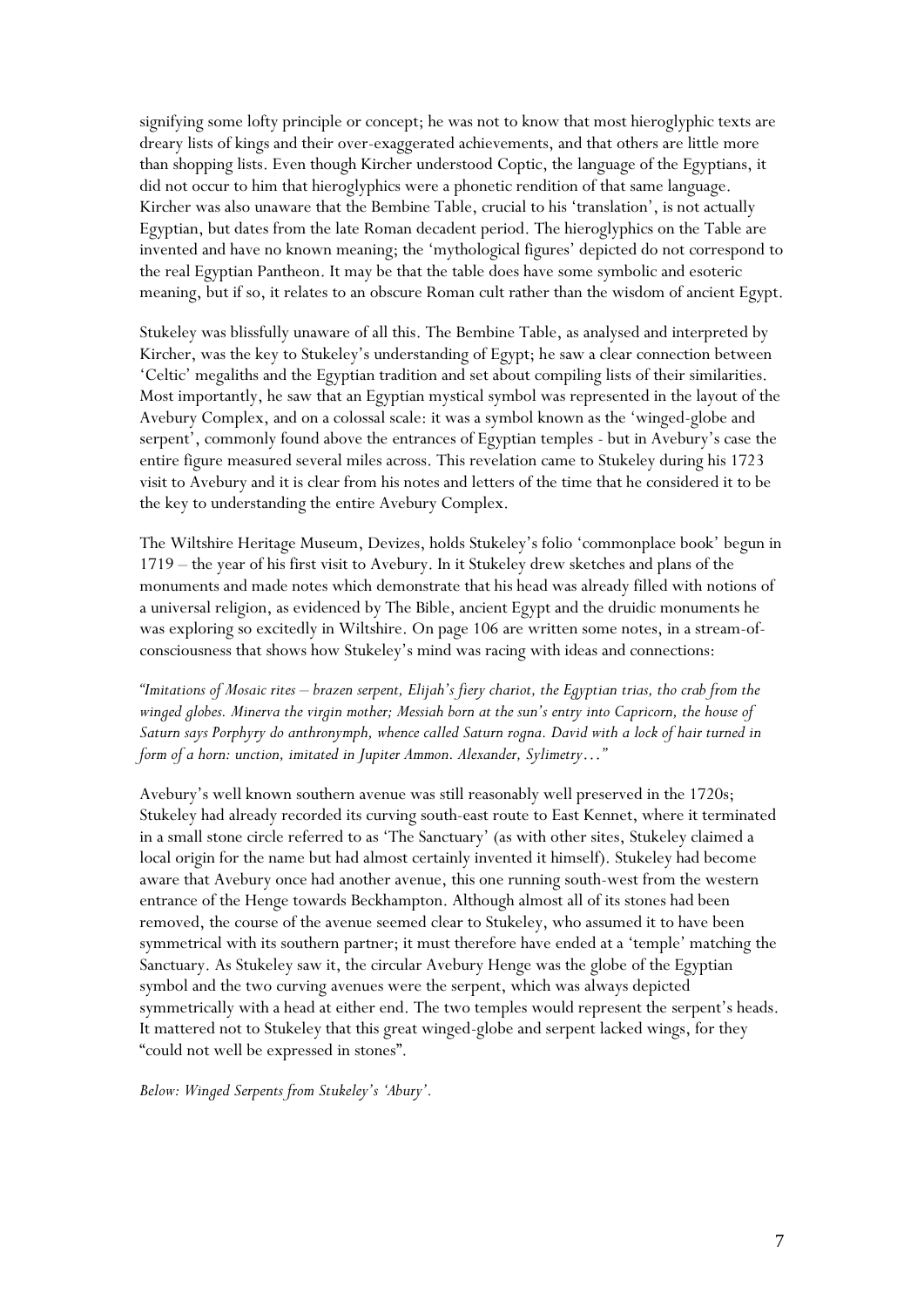signifying some lofty principle or concept; he was not to know that most hieroglyphic texts are dreary lists of kings and their over-exaggerated achievements, and that others are little more than shopping lists. Even though Kircher understood Coptic, the language of the Egyptians, it did not occur to him that hieroglyphics were a phonetic rendition of that same language. Kircher was also unaware that the Bembine Table, crucial to his 'translation', is not actually Egyptian, but dates from the late Roman decadent period. The hieroglyphics on the Table are invented and have no known meaning; the 'mythological figures' depicted do not correspond to the real Egyptian Pantheon. It may be that the table does have some symbolic and esoteric meaning, but if so, it relates to an obscure Roman cult rather than the wisdom of ancient Egypt.

Stukeley was blissfully unaware of all this. The Bembine Table, as analysed and interpreted by Kircher, was the key to Stukeley's understanding of Egypt; he saw a clear connection between 'Celtic' megaliths and the Egyptian tradition and set about compiling lists of their similarities. Most importantly, he saw that an Egyptian mystical symbol was represented in the layout of the Avebury Complex, and on a colossal scale: it was a symbol known as the 'winged-globe and serpent', commonly found above the entrances of Egyptian temples - but in Avebury's case the entire figure measured several miles across. This revelation came to Stukeley during his 1723 visit to Avebury and it is clear from his notes and letters of the time that he considered it to be the key to understanding the entire Avebury Complex.

The Wiltshire Heritage Museum, Devizes, holds Stukeley's folio 'commonplace book' begun in 1719 – the year of his first visit to Avebury. In it Stukeley drew sketches and plans of the monuments and made notes which demonstrate that his head was already filled with notions of a universal religion, as evidenced by The Bible, ancient Egypt and the druidic monuments he was exploring so excitedly in Wiltshire. On page 106 are written some notes, in a stream-of-consciousness that shows how Stukeley's mind was racing with ideas and connections:

*"Imitations of Mosaic rites – brazen serpent, Elijah's fiery chariot, the Egyptian trias, tho crab from the winged globes. Minerva the virgin mother; Messiah born at the sun's entry into Capricorn, the house of Saturn says Porphyry do anthronymph, whence called Saturn rogna. David with a lock of hair turned in form of a horn: unction, imitated in Jupiter Ammon. Alexander, Sylimetry…"*

Avebury's well known southern avenue was still reasonably well preserved in the 1720s; Stukeley had already recorded its curving south-east route to East Kennet, where it terminated in a small stone circle referred to as 'The Sanctuary' (as with other sites, Stukeley claimed a local origin for the name but had almost certainly invented it himself). Stukeley had become aware that Avebury once had another avenue, this one running south-west from the western entrance of the Henge towards Beckhampton. Although almost all of its stones had been removed, the course of the avenue seemed clear to Stukeley, who assumed it to have been symmetrical with its southern partner; it must therefore have ended at a 'temple' matching the Sanctuary. As Stukeley saw it, the circular Avebury Henge was the globe of the Egyptian symbol and the two curving avenues were the serpent, which was always depicted symmetrically with a head at either end. The two temples would represent the serpent's heads. It mattered not to Stukeley that this great winged-globe and serpent lacked wings, for they "could not well be expressed in stones".

*Below: Winged Serpents from Stukeley's 'Abury'.*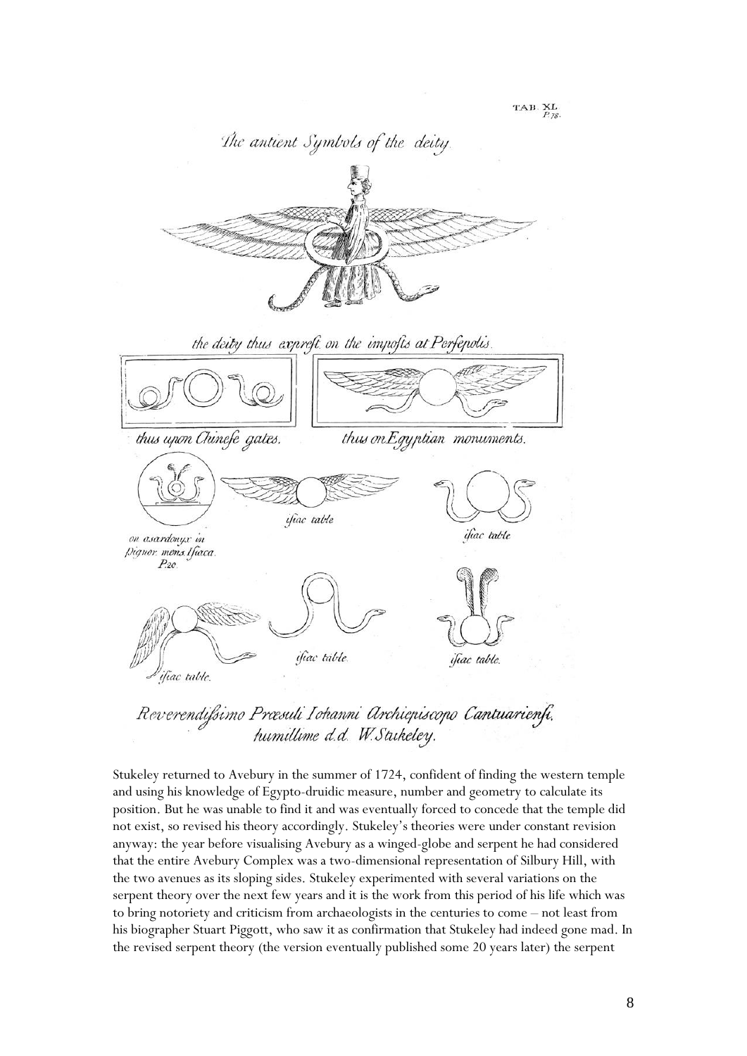Stukeley returned to Avebury in the summer of 1724, confident of finding the western temple and using his knowledge of Egypto-druidic measure, number and geometry to calculate its position. But he was unable to find it and was eventually forced to concede that the temple did not exist, so revised his theory accordingly. Stukeley's theories were under constant revision anyway: the year before visualising Avebury as a winged-globe and serpent he had considered that the entire Avebury Complex was a two-dimensional representation of Silbury Hill, with the two avenues as its sloping sides. Stukeley experimented with several variations on the serpent theory over the next few years and it is the work from this period of his life which was to bring notoriety and criticism from archaeologists in the centuries to come – not least from his biographer Stuart Piggott, who saw it as confirmation that Stukeley had indeed gone mad. In the revised serpent theory (the version eventually published some 20 years later) the serpent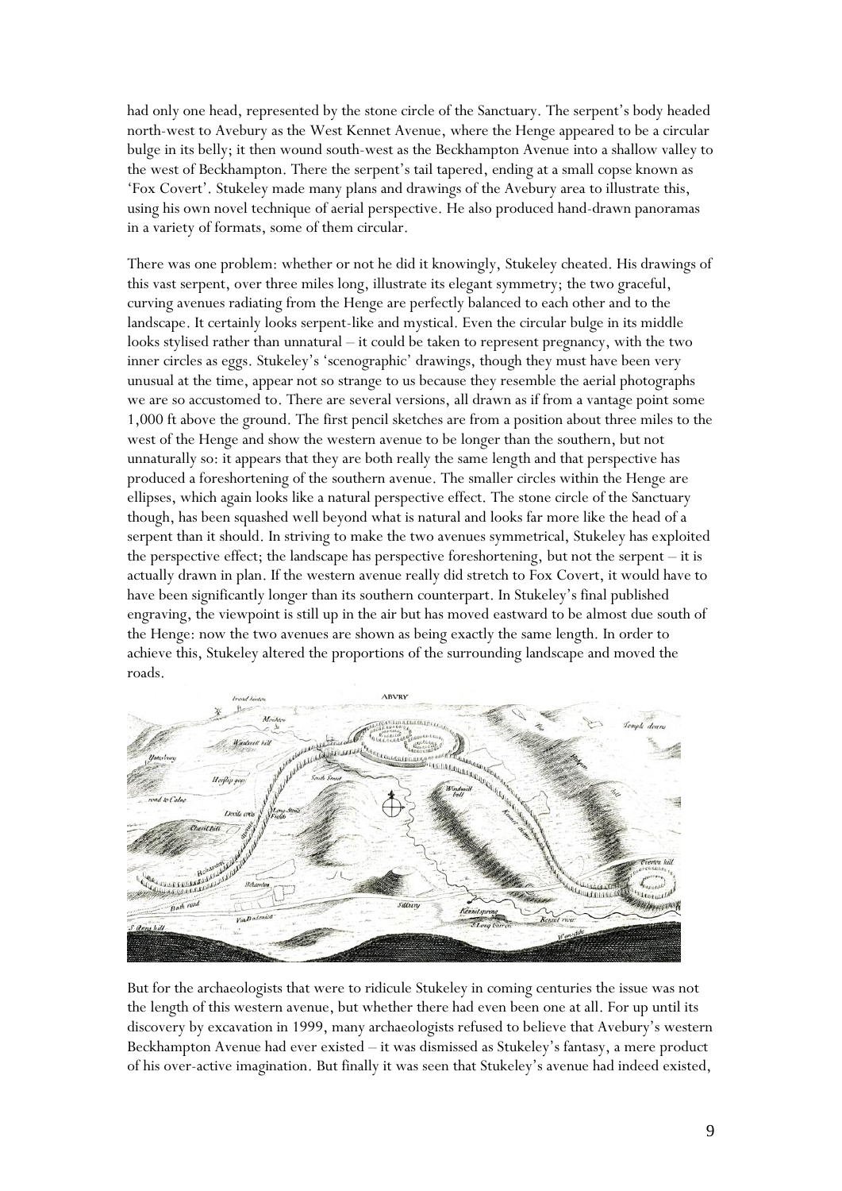had only one head, represented by the stone circle of the Sanctuary. The serpent's body headed north-west to Avebury as the West Kennet Avenue, where the Henge appeared to be a circular bulge in its belly; it then wound south-west as the Beckhampton Avenue into a shallow valley to the west of Beckhampton. There the serpent's tail tapered, ending at a small copse known as 'Fox Covert'. Stukeley made many plans and drawings of the Avebury area to illustrate this, using his own novel technique of aerial perspective. He also produced hand-drawn panoramas in a variety of formats, some of them circular.

There was one problem: whether or not he did it knowingly, Stukeley cheated. His drawings of this vast serpent, over three miles long, illustrate its elegant symmetry; the two graceful, curving avenues radiating from the Henge are perfectly balanced to each other and to the landscape. It certainly looks serpent-like and mystical. Even the circular bulge in its middle looks stylised rather than unnatural – it could be taken to represent pregnancy, with the two inner circles as eggs. Stukeley's 'scenographic' drawings, though they must have been very unusual at the time, appear not so strange to us because they resemble the aerial photographs we are so accustomed to. There are several versions, all drawn as if from a vantage point some 1,000 ft above the ground. The first pencil sketches are from a position about three miles to the west of the Henge and show the western avenue to be longer than the southern, but not unnaturally so: it appears that they are both really the same length and that perspective has produced a foreshortening of the southern avenue. The smaller circles within the Henge are ellipses, which again looks like a natural perspective effect. The stone circle of the Sanctuary though, has been squashed well beyond what is natural and looks far more like the head of a serpent than it should. In striving to make the two avenues symmetrical, Stukeley has exploited the perspective effect; the landscape has perspective foreshortening, but not the serpent – it is actually drawn in plan. If the western avenue really did stretch to Fox Covert, it would have to have been significantly longer than its southern counterpart. In Stukeley's final published engraving, the viewpoint is still up in the air but has moved eastward to be almost due south of the Henge: now the two avenues are shown as being exactly the same length. In order to achieve this, Stukeley altered the proportions of the surrounding landscape and moved the roads.

But for the archaeologists that were to ridicule Stukeley in coming centuries the issue was not the length of this western avenue, but whether there had even been one at all. For up until its discovery by excavation in 1999, many archaeologists refused to believe that Avebury's western Beckhampton Avenue had ever existed – it was dismissed as Stukeley's fantasy, a mere product of his over-active imagination. But finally it was seen that Stukeley's avenue had indeed existed,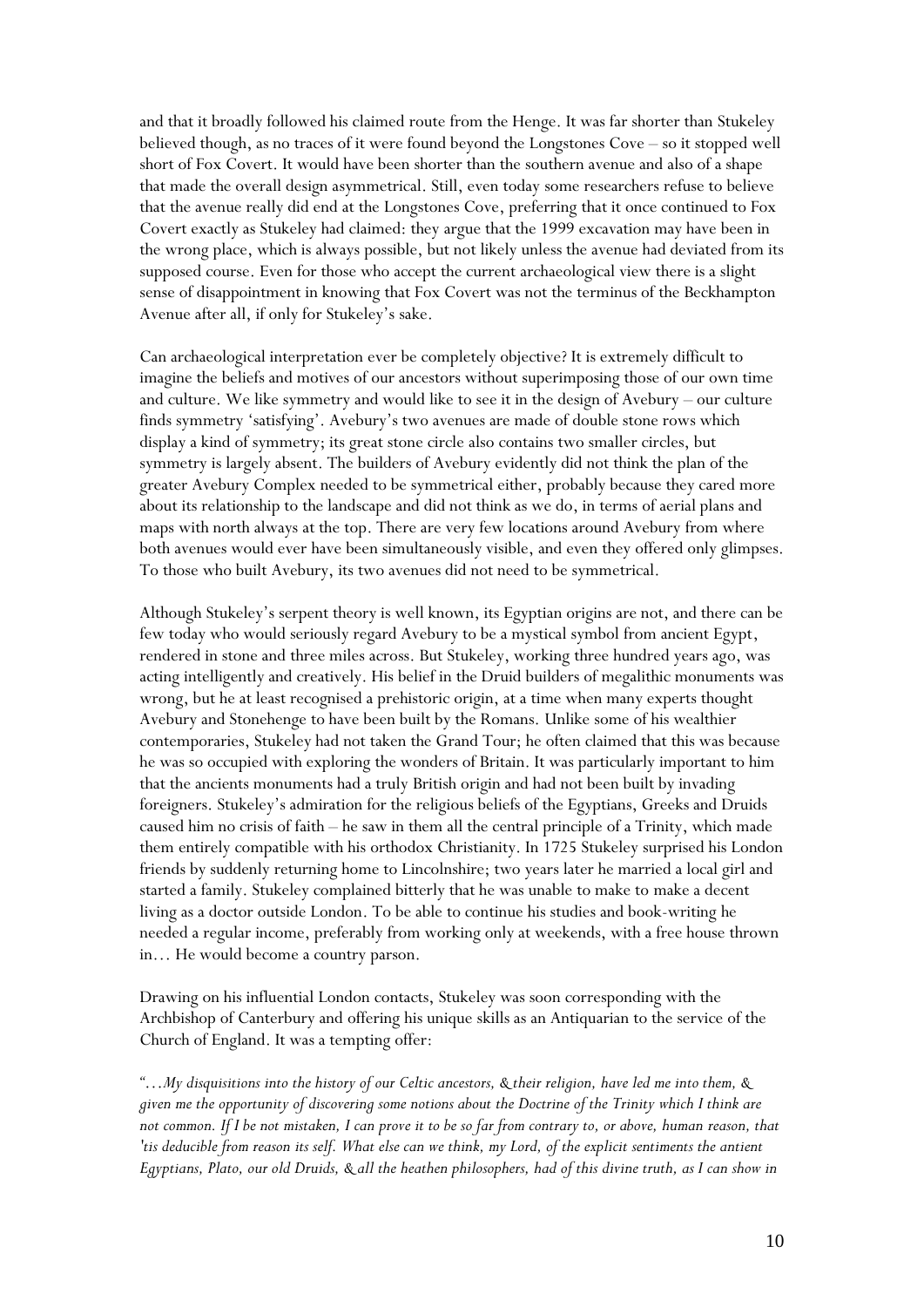and that it broadly followed his claimed route from the Henge. It was far shorter than Stukeley believed though, as no traces of it were found beyond the Longstones Cove – so it stopped well short of Fox Covert. It would have been shorter than the southern avenue and also of a shape that made the overall design asymmetrical. Still, even today some researchers refuse to believe that the avenue really did end at the Longstones Cove, preferring that it once continued to Fox Covert exactly as Stukeley had claimed: they argue that the 1999 excavation may have been in the wrong place, which is always possible, but not likely unless the avenue had deviated from its supposed course. Even for those who accept the current archaeological view there is a slight sense of disappointment in knowing that Fox Covert was not the terminus of the Beckhampton Avenue after all, if only for Stukeley's sake.

Can archaeological interpretation ever be completely objective? It is extremely difficult to imagine the beliefs and motives of our ancestors without superimposing those of our own time and culture. We like symmetry and would like to see it in the design of Avebury – our culture finds symmetry 'satisfying'. Avebury's two avenues are made of double stone rows which display a kind of symmetry; its great stone circle also contains two smaller circles, but symmetry is largely absent. The builders of Avebury evidently did not think the plan of the greater Avebury Complex needed to be symmetrical either, probably because they cared more about its relationship to the landscape and did not think as we do, in terms of aerial plans and maps with north always at the top. There are very few locations around Avebury from where both avenues would ever have been simultaneously visible, and even they offered only glimpses. To those who built Avebury, its two avenues did not need to be symmetrical.

Although Stukeley's serpent theory is well known, its Egyptian origins are not, and there can be few today who would seriously regard Avebury to be a mystical symbol from ancient Egypt, rendered in stone and three miles across. But Stukeley, working three hundred years ago, was acting intelligently and creatively. His belief in the Druid builders of megalithic monuments was wrong, but he at least recognised a prehistoric origin, at a time when many experts thought Avebury and Stonehenge to have been built by the Romans. Unlike some of his wealthier contemporaries, Stukeley had not taken the Grand Tour; he often claimed that this was because he was so occupied with exploring the wonders of Britain. It was particularly important to him that the ancients monuments had a truly British origin and had not been built by invading foreigners. Stukeley's admiration for the religious beliefs of the Egyptians, Greeks and Druids caused him no crisis of faith – he saw in them all the central principle of a Trinity, which made them entirely compatible with his orthodox Christianity. In 1725 Stukeley surprised his London friends by suddenly returning home to Lincolnshire; two years later he married a local girl and started a family. Stukeley complained bitterly that he was unable to make to make a decent living as a doctor outside London. To be able to continue his studies and book-writing he needed a regular income, preferably from working only at weekends, with a free house thrown in… He would become a country parson.

Drawing on his influential London contacts, Stukeley was soon corresponding with the Archbishop of Canterbury and offering his unique skills as an Antiquarian to the service of the Church of England. It was a tempting offer:

"*…My disquisitions into the history of our Celtic ancestors, & their religion, have led me into them, & given me the opportunity of discovering some notions about the Doctrine of the Trinity which I think are not common. If I be not mistaken, I can prove it to be so far from contrary to, or above, human reason, that 'tis deducible from reason its self. What else can we think, my Lord, of the explicit sentiments the antient Egyptians, Plato, our old Druids, & all the heathen philosophers, had of this divine truth, as I can show in*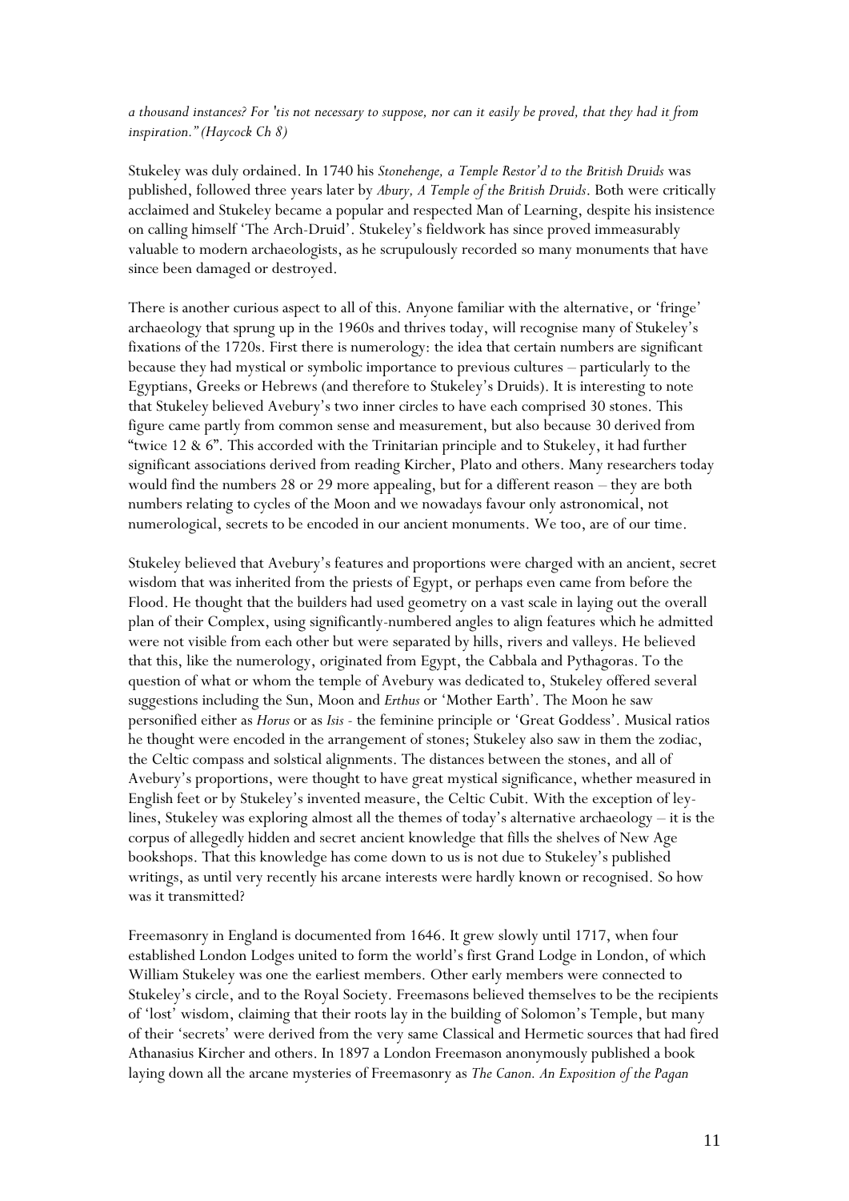*a thousand instances? For 'tis not necessary to suppose, nor can it easily be proved, that they had it from inspiration." (Haycock Ch 8)*

Stukeley was duly ordained. In 1740 his *Stonehenge, a Temple Restor'd to the British Druids* was published, followed three years later by *Abury, A Temple of the British Druids*. Both were critically acclaimed and Stukeley became a popular and respected Man of Learning, despite his insistence on calling himself 'The Arch-Druid'. Stukeley's fieldwork has since proved immeasurably valuable to modern archaeologists, as he scrupulously recorded so many monuments that have since been damaged or destroyed.

There is another curious aspect to all of this. Anyone familiar with the alternative, or 'fringe' archaeology that sprung up in the 1960s and thrives today, will recognise many of Stukeley's fixations of the 1720s. First there is numerology: the idea that certain numbers are significant because they had mystical or symbolic importance to previous cultures – particularly to the Egyptians, Greeks or Hebrews (and therefore to Stukeley's Druids). It is interesting to note that Stukeley believed Avebury's two inner circles to have each comprised 30 stones. This figure came partly from common sense and measurement, but also because 30 derived from "twice 12 & 6". This accorded with the Trinitarian principle and to Stukeley, it had further significant associations derived from reading Kircher, Plato and others. Many researchers today would find the numbers 28 or 29 more appealing, but for a different reason – they are both numbers relating to cycles of the Moon and we nowadays favour only astronomical, not numerological, secrets to be encoded in our ancient monuments. We too, are of our time.

Stukeley believed that Avebury's features and proportions were charged with an ancient, secret wisdom that was inherited from the priests of Egypt, or perhaps even came from before the Flood. He thought that the builders had used geometry on a vast scale in laying out the overall plan of their Complex, using significantly-numbered angles to align features which he admitted were not visible from each other but were separated by hills, rivers and valleys. He believed that this, like the numerology, originated from Egypt, the Cabbala and Pythagoras. To the question of what or whom the temple of Avebury was dedicated to, Stukeley offered several suggestions including the Sun, Moon and *Erthus* or 'Mother Earth'. The Moon he saw personified either as *Horus* or as *Isis* - the feminine principle or 'Great Goddess'. Musical ratios he thought were encoded in the arrangement of stones; Stukeley also saw in them the zodiac, the Celtic compass and solstical alignments. The distances between the stones, and all of Avebury's proportions, were thought to have great mystical significance, whether measured in English feet or by Stukeley's invented measure, the Celtic Cubit. With the exception of ley-lines, Stukeley was exploring almost all the themes of today's alternative archaeology – it is the corpus of allegedly hidden and secret ancient knowledge that fills the shelves of New Age bookshops. That this knowledge has come down to us is not due to Stukeley's published writings, as until very recently his arcane interests were hardly known or recognised. So how was it transmitted?

Freemasonry in England is documented from 1646. It grew slowly until 1717, when four established London Lodges united to form the world's first Grand Lodge in London, of which William Stukeley was one the earliest members. Other early members were connected to Stukeley's circle, and to the Royal Society. Freemasons believed themselves to be the recipients of 'lost' wisdom, claiming that their roots lay in the building of Solomon's Temple, but many of their 'secrets' were derived from the very same Classical and Hermetic sources that had fired Athanasius Kircher and others. In 1897 a London Freemason anonymously published a book laying down all the arcane mysteries of Freemasonry as *The Canon. An Exposition of the Pagan*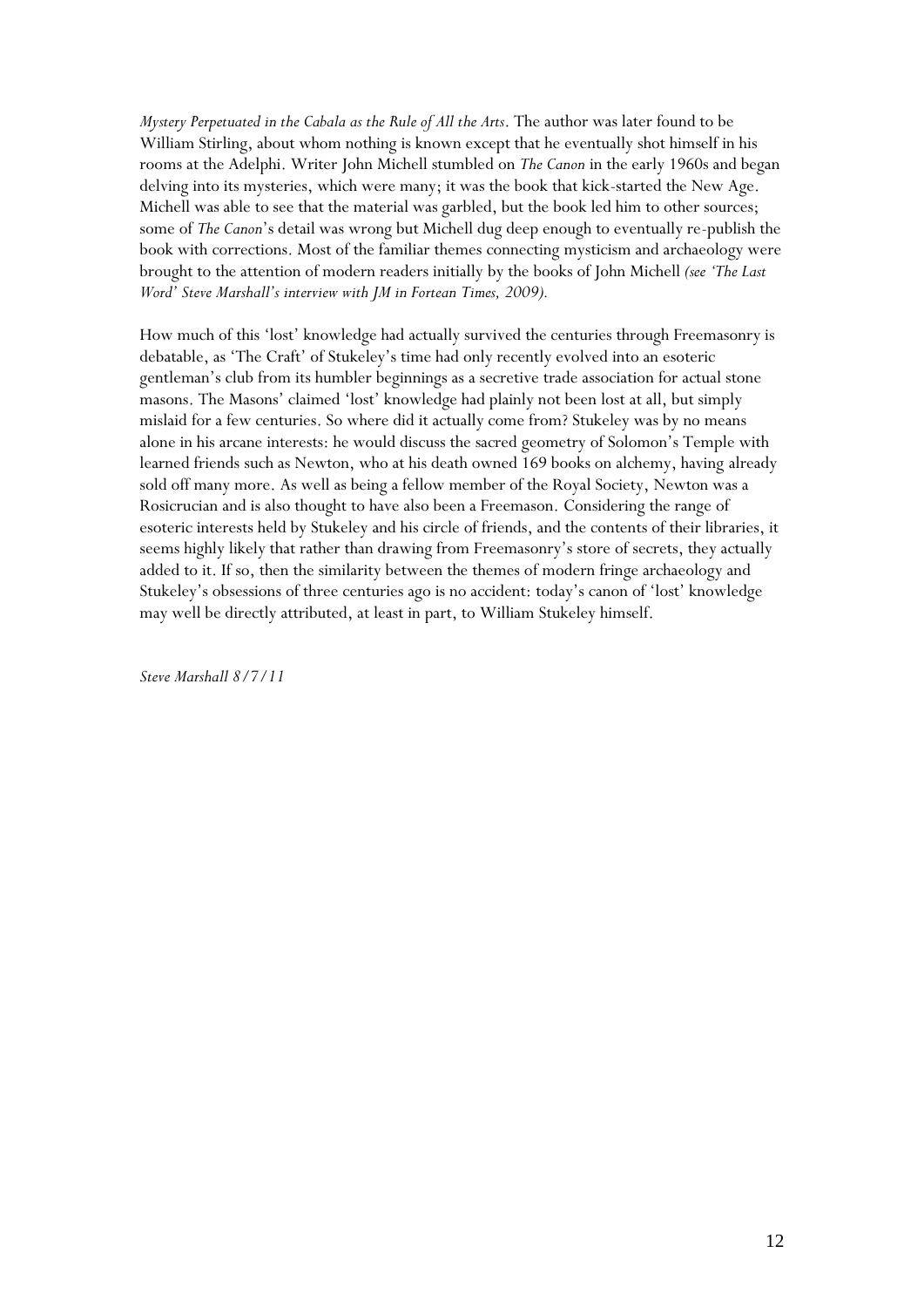*Mystery Perpetuated in the Cabala as the Rule of All the Arts*. The author was later found to be William Stirling, about whom nothing is known except that he eventually shot himself in his rooms at the Adelphi. Writer John Michell stumbled on *The Canon* in the early 1960s and began delving into its mysteries, which were many; it was the book that kick-started the New Age. Michell was able to see that the material was garbled, but the book led him to other sources; some of *The Canon*'s detail was wrong but Michell dug deep enough to eventually re-publish the book with corrections. Most of the familiar themes connecting mysticism and archaeology were brought to the attention of modern readers initially by the books of John Michell *(see 'The Last Word' Steve Marshall's interview with JM in Fortean Times, 2009).*

How much of this 'lost' knowledge had actually survived the centuries through Freemasonry is debatable, as 'The Craft' of Stukeley's time had only recently evolved into an esoteric gentleman's club from its humbler beginnings as a secretive trade association for actual stone masons. The Masons' claimed 'lost' knowledge had plainly not been lost at all, but simply mislaid for a few centuries. So where did it actually come from? Stukeley was by no means alone in his arcane interests: he would discuss the sacred geometry of Solomon's Temple with learned friends such as Newton, who at his death owned 169 books on alchemy, having already sold off many more. As well as being a fellow member of the Royal Society, Newton was a Rosicrucian and is also thought to have also been a Freemason. Considering the range of esoteric interests held by Stukeley and his circle of friends, and the contents of their libraries, it seems highly likely that rather than drawing from Freemasonry's store of secrets, they actually added to it. If so, then the similarity between the themes of modern fringe archaeology and Stukeley's obsessions of three centuries ago is no accident: today's canon of 'lost' knowledge may well be directly attributed, at least in part, to William Stukeley himself.

*Steve Marshall 8/7/11*